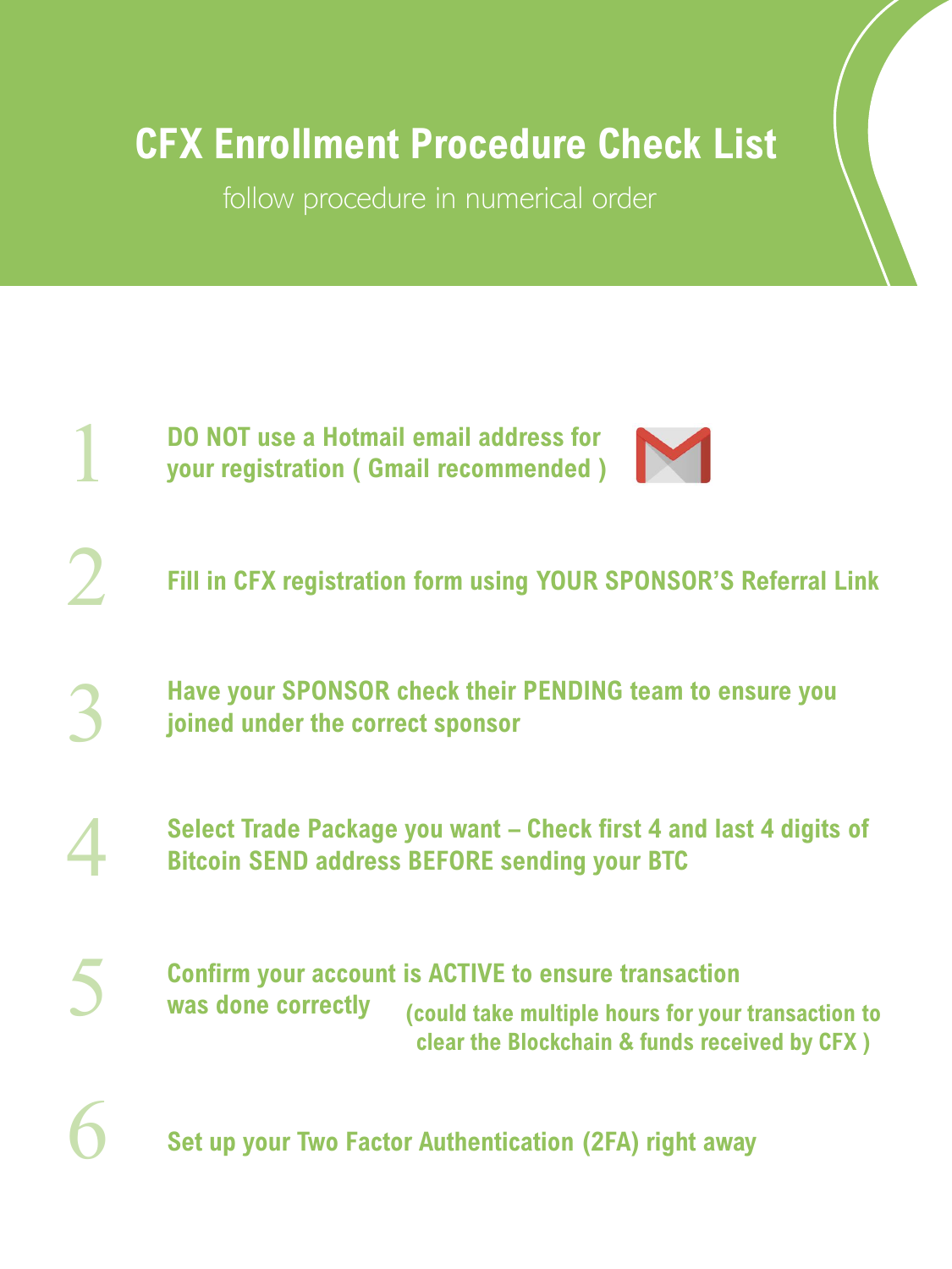# CFX Enrollment Procedure Check List

follow procedure in numerical order

1. **DO NOT use a Hotmail email address for your registration ( Gmail recommended )**

2. **Fill in CFX registration form using YOUR SPONSOR'S Referral Link**

3. **Have your SPONSOR check their PENDING team to ensure you joined under the correct sponsor**

4. **Select Trade Package you want – Check first 4 and last 4 digits of Bitcoin SEND address BEFORE sending your BTC**

5. **Confirm your account is ACTIVE to ensure transaction was done correctly** **(could take multiple hours for your transaction to clear the Blockchain & funds received by CFX )**

6. **Set up your Two Factor Authentication (2FA) right away**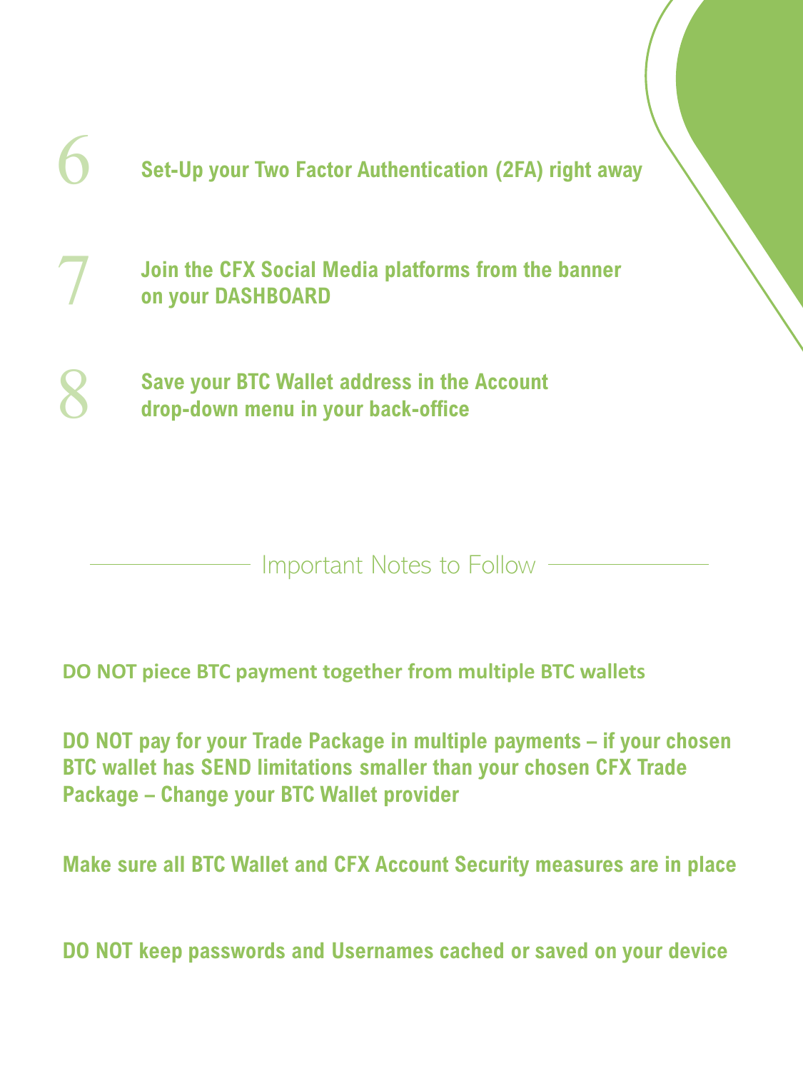6. **Set-Up your Two Factor Authentication (2FA) right away**

7. **Join the CFX Social Media platforms from the banner on your DASHBOARD**

8. **Save your BTC Wallet address in the Account drop-down menu in your back-office**

## Important Notes to Follow

**DO NOT piece BTC payment together from multiple BTC wallets**

**DO NOT pay for your Trade Package in multiple payments – if your chosen BTC wallet has SEND limitations smaller than your chosen CFX Trade Package – Change your BTC Wallet provider**

**Make sure all BTC Wallet and CFX Account Security measures are in place**

**DO NOT keep passwords and Usernames cached or saved on your device**